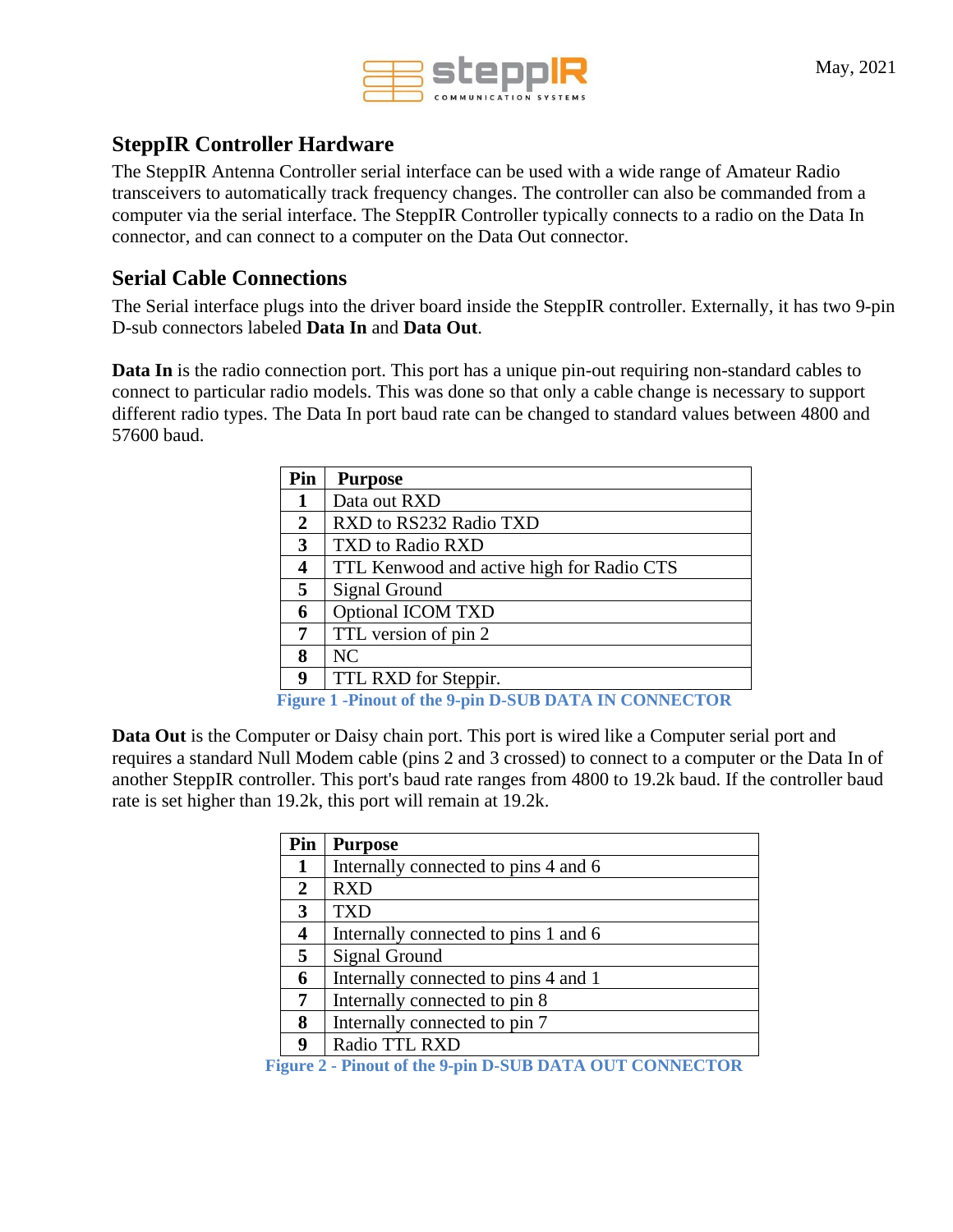## SteppIR Controller Hardware

The SteppIR Antenna Controller serial interface can be used with a wide range of Amateur Radio transceivers to automatically track frequency changes. The controller can also be commanded from a computer via the serial interface. The SteppIR Controller typically connects to a radio on the Data In connector, and can connect to a computer on the Data Out connector.

## Serial Cable Connections

The Serial interface plugs into the driver board inside the SteppIR controller. Externally, it has two 9-pin D-sub connectors labeled **Data In** and **Data Out**.

**Data In** is the radio connection port. This port has a unique pin-out requiring non-standard cables to connect to particular radio models. This was done so that only a cable change is necessary to support different radio types. The Data In port baud rate can be changed to standard values between 4800 and 57600 baud.

| Pin | Purpose |
|---|---|
| 1 | Data out RXD |
| 2 | RXD to RS232 Radio TXD |
| 3 | TXD to Radio RXD |
| 4 | TTL Kenwood and active high for Radio CTS |
| 5 | Signal Ground |
| 6 | Optional ICOM TXD |
| 7 | TTL version of pin 2 |
| 8 | NC |
| 9 | TTL RXD for Steppir. |

**Figure 1 -Pinout of the 9-pin D-SUB DATA IN CONNECTOR**

**Data Out** is the Computer or Daisy chain port. This port is wired like a Computer serial port and requires a standard Null Modem cable (pins 2 and 3 crossed) to connect to a computer or the Data In of another SteppIR controller. This port's baud rate ranges from 4800 to 19.2k baud. If the controller baud rate is set higher than 19.2k, this port will remain at 19.2k.

| Pin | Purpose |
|---|---|
| 1 | Internally connected to pins 4 and 6 |
| 2 | RXD |
| 3 | TXD |
| 4 | Internally connected to pins 1 and 6 |
| 5 | Signal Ground |
| 6 | Internally connected to pins 4 and 1 |
| 7 | Internally connected to pin 8 |
| 8 | Internally connected to pin 7 |
| 9 | Radio TTL RXD |

**Figure 2 - Pinout of the 9-pin D-SUB DATA OUT CONNECTOR**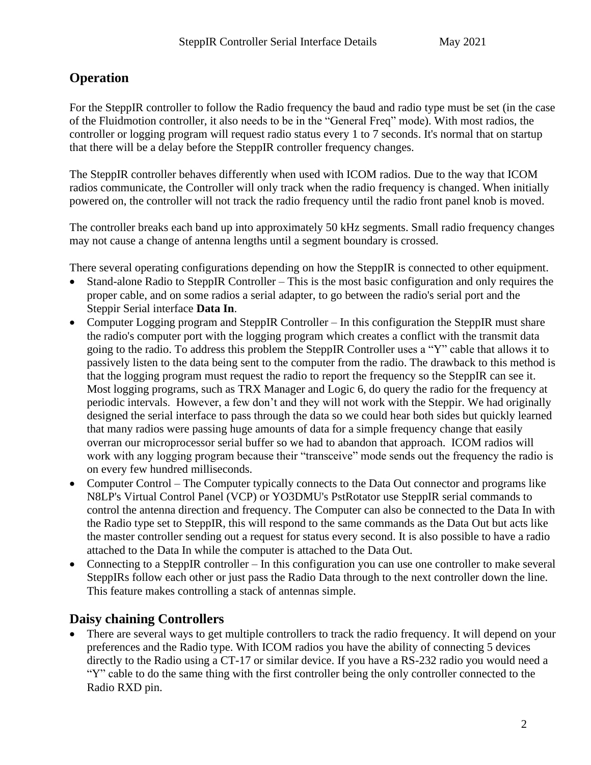## Operation

For the SteppIR controller to follow the Radio frequency the baud and radio type must be set (in the case of the Fluidmotion controller, it also needs to be in the "General Freq" mode). With most radios, the controller or logging program will request radio status every 1 to 7 seconds. It's normal that on startup that there will be a delay before the SteppIR controller frequency changes.

The SteppIR controller behaves differently when used with ICOM radios. Due to the way that ICOM radios communicate, the Controller will only track when the radio frequency is changed. When initially powered on, the controller will not track the radio frequency until the radio front panel knob is moved.

The controller breaks each band up into approximately 50 kHz segments. Small radio frequency changes may not cause a change of antenna lengths until a segment boundary is crossed.

There several operating configurations depending on how the SteppIR is connected to other equipment.

- Stand-alone Radio to SteppIR Controller – This is the most basic configuration and only requires the proper cable, and on some radios a serial adapter, to go between the radio's serial port and the Steppir Serial interface **Data In**.
- Computer Logging program and SteppIR Controller – In this configuration the SteppIR must share the radio's computer port with the logging program which creates a conflict with the transmit data going to the radio. To address this problem the SteppIR Controller uses a "Y" cable that allows it to passively listen to the data being sent to the computer from the radio. The drawback to this method is that the logging program must request the radio to report the frequency so the SteppIR can see it. Most logging programs, such as TRX Manager and Logic 6, do query the radio for the frequency at periodic intervals. However, a few don't and they will not work with the Steppir. We had originally designed the serial interface to pass through the data so we could hear both sides but quickly learned that many radios were passing huge amounts of data for a simple frequency change that easily overran our microprocessor serial buffer so we had to abandon that approach. ICOM radios will work with any logging program because their "transceive" mode sends out the frequency the radio is on every few hundred milliseconds.
- Computer Control – The Computer typically connects to the Data Out connector and programs like N8LP's Virtual Control Panel (VCP) or YO3DMU's PstRotator use SteppIR serial commands to control the antenna direction and frequency. The Computer can also be connected to the Data In with the Radio type set to SteppIR, this will respond to the same commands as the Data Out but acts like the master controller sending out a request for status every second. It is also possible to have a radio attached to the Data In while the computer is attached to the Data Out.
- Connecting to a SteppIR controller – In this configuration you can use one controller to make several SteppIRs follow each other or just pass the Radio Data through to the next controller down the line. This feature makes controlling a stack of antennas simple.

## Daisy chaining Controllers

- There are several ways to get multiple controllers to track the radio frequency. It will depend on your preferences and the Radio type. With ICOM radios you have the ability of connecting 5 devices directly to the Radio using a CT-17 or similar device. If you have a RS-232 radio you would need a "Y" cable to do the same thing with the first controller being the only controller connected to the Radio RXD pin.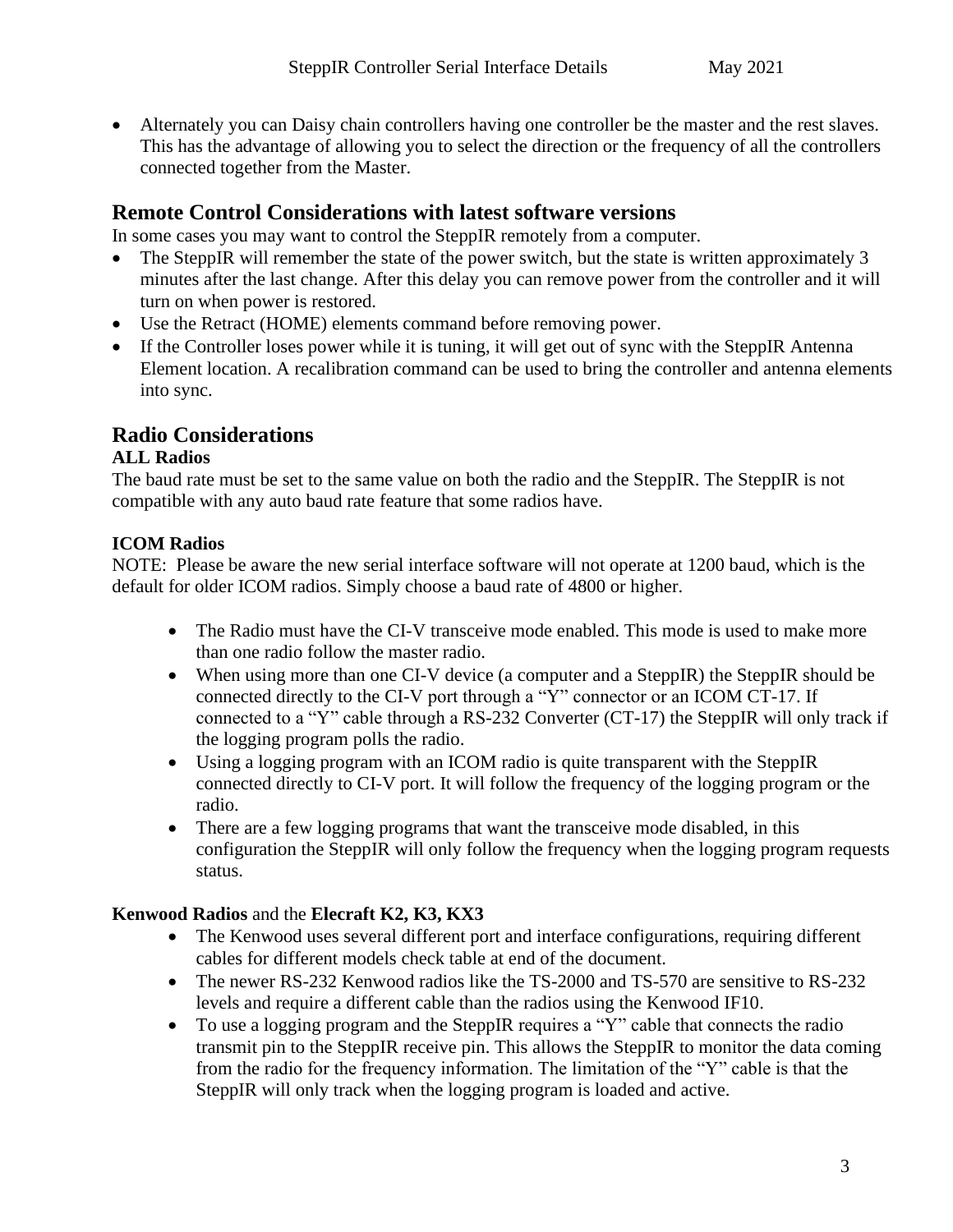- Alternately you can Daisy chain controllers having one controller be the master and the rest slaves. This has the advantage of allowing you to select the direction or the frequency of all the controllers connected together from the Master.

## Remote Control Considerations with latest software versions

In some cases you may want to control the SteppIR remotely from a computer.

- The SteppIR will remember the state of the power switch, but the state is written approximately 3 minutes after the last change. After this delay you can remove power from the controller and it will turn on when power is restored.
- Use the Retract (HOME) elements command before removing power.
- If the Controller loses power while it is tuning, it will get out of sync with the SteppIR Antenna Element location. A recalibration command can be used to bring the controller and antenna elements into sync.

## Radio Considerations

### ALL Radios

The baud rate must be set to the same value on both the radio and the SteppIR. The SteppIR is not compatible with any auto baud rate feature that some radios have.

### ICOM Radios

NOTE: Please be aware the new serial interface software will not operate at 1200 baud, which is the default for older ICOM radios. Simply choose a baud rate of 4800 or higher.

- The Radio must have the CI-V transceive mode enabled. This mode is used to make more than one radio follow the master radio.
- When using more than one CI-V device (a computer and a SteppIR) the SteppIR should be connected directly to the CI-V port through a "Y" connector or an ICOM CT-17. If connected to a "Y" cable through a RS-232 Converter (CT-17) the SteppIR will only track if the logging program polls the radio.
- Using a logging program with an ICOM radio is quite transparent with the SteppIR connected directly to CI-V port. It will follow the frequency of the logging program or the radio.
- There are a few logging programs that want the transceive mode disabled, in this configuration the SteppIR will only follow the frequency when the logging program requests status.

### **Kenwood Radios** and the **Elecraft K2, K3, KX3**

- The Kenwood uses several different port and interface configurations, requiring different cables for different models check table at end of the document.
- The newer RS-232 Kenwood radios like the TS-2000 and TS-570 are sensitive to RS-232 levels and require a different cable than the radios using the Kenwood IF10.
- To use a logging program and the SteppIR requires a "Y" cable that connects the radio transmit pin to the SteppIR receive pin. This allows the SteppIR to monitor the data coming from the radio for the frequency information. The limitation of the "Y" cable is that the SteppIR will only track when the logging program is loaded and active.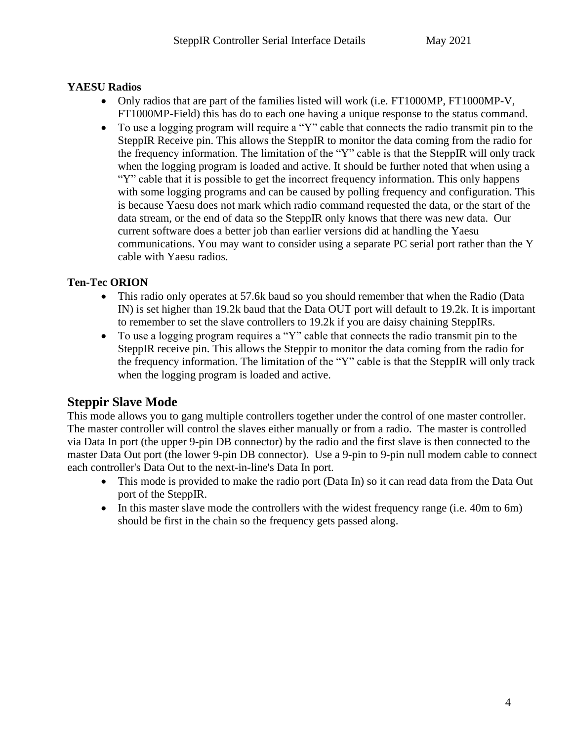**YAESU Radios**

- Only radios that are part of the families listed will work (i.e. FT1000MP, FT1000MP-V, FT1000MP-Field) this has do to each one having a unique response to the status command.
- To use a logging program will require a "Y" cable that connects the radio transmit pin to the SteppIR Receive pin. This allows the SteppIR to monitor the data coming from the radio for the frequency information. The limitation of the "Y" cable is that the SteppIR will only track when the logging program is loaded and active. It should be further noted that when using a "Y" cable that it is possible to get the incorrect frequency information. This only happens with some logging programs and can be caused by polling frequency and configuration. This is because Yaesu does not mark which radio command requested the data, or the start of the data stream, or the end of data so the SteppIR only knows that there was new data. Our current software does a better job than earlier versions did at handling the Yaesu communications. You may want to consider using a separate PC serial port rather than the Y cable with Yaesu radios.

**Ten-Tec ORION**

- This radio only operates at 57.6k baud so you should remember that when the Radio (Data IN) is set higher than 19.2k baud that the Data OUT port will default to 19.2k. It is important to remember to set the slave controllers to 19.2k if you are daisy chaining SteppIRs.
- To use a logging program requires a "Y" cable that connects the radio transmit pin to the SteppIR receive pin. This allows the Steppir to monitor the data coming from the radio for the frequency information. The limitation of the "Y" cable is that the SteppIR will only track when the logging program is loaded and active.

## Steppir Slave Mode

This mode allows you to gang multiple controllers together under the control of one master controller. The master controller will control the slaves either manually or from a radio. The master is controlled via Data In port (the upper 9-pin DB connector) by the radio and the first slave is then connected to the master Data Out port (the lower 9-pin DB connector). Use a 9-pin to 9-pin null modem cable to connect each controller's Data Out to the next-in-line's Data In port.

- This mode is provided to make the radio port (Data In) so it can read data from the Data Out port of the SteppIR.
- In this master slave mode the controllers with the widest frequency range (i.e. 40m to 6m) should be first in the chain so the frequency gets passed along.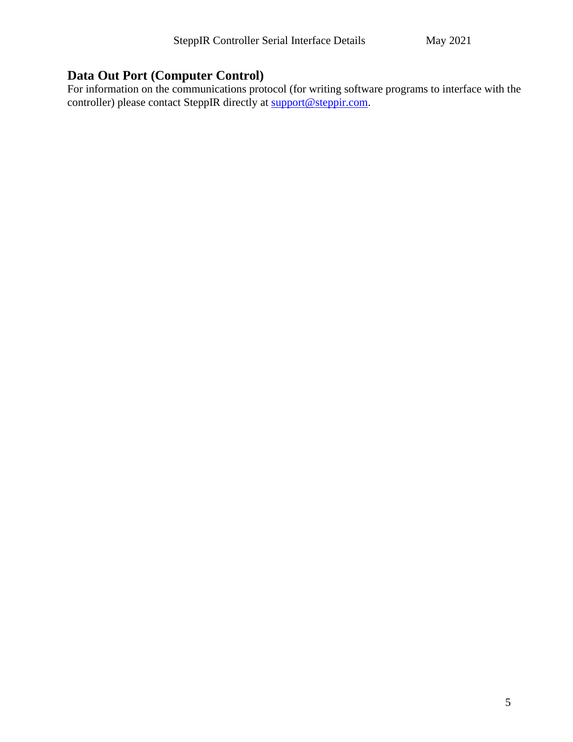## Data Out Port (Computer Control)

For information on the communications protocol (for writing software programs to interface with the controller) please contact SteppIR directly at support@steppir.com.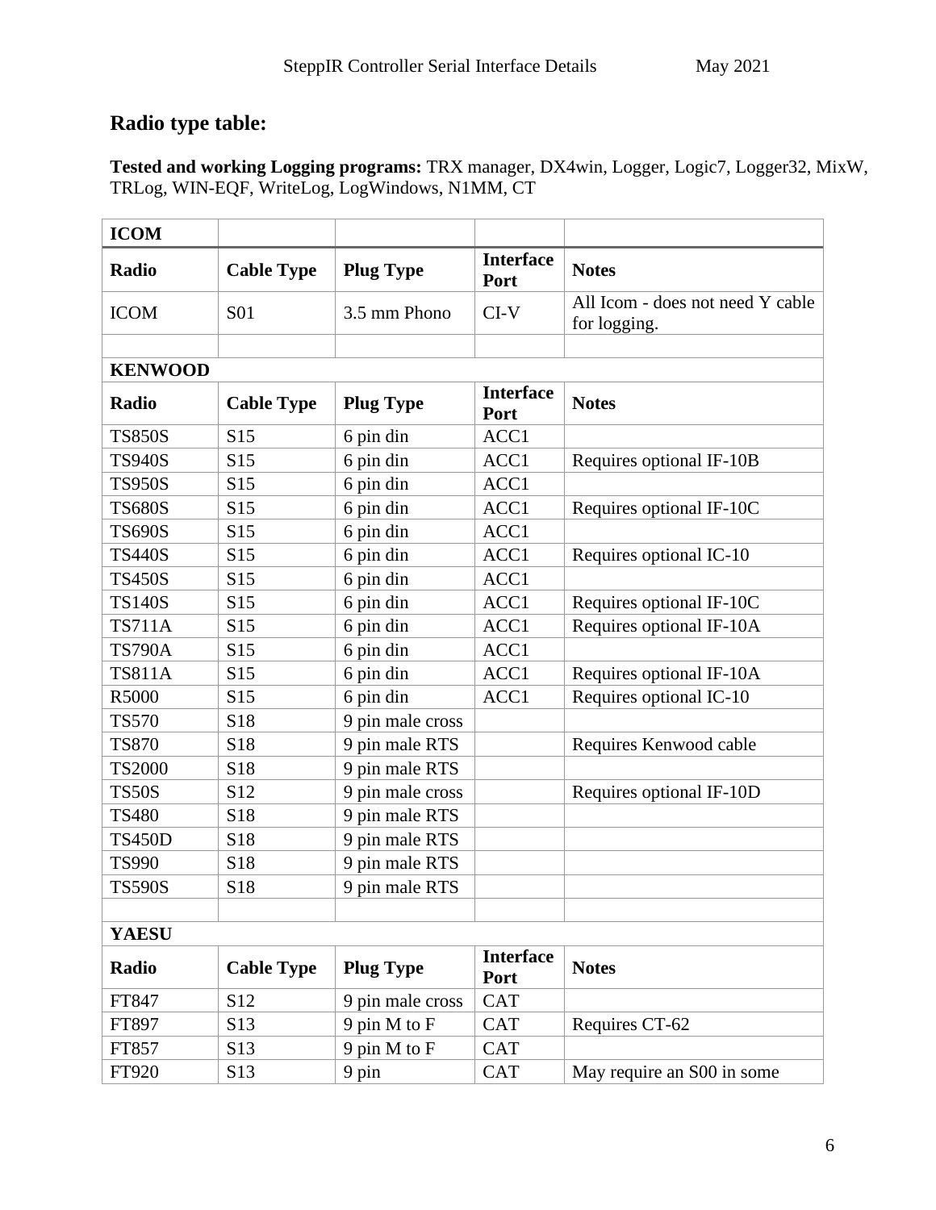## Radio type table:

**Tested and working Logging programs:** TRX manager, DX4win, Logger, Logic7, Logger32, MixW, TRLog, WIN-EQF, WriteLog, LogWindows, N1MM, CT

| **ICOM** | | | | |
|---|---|---|---|---|
| **Radio** | **Cable Type** | **Plug Type** | **Interface Port** | **Notes** |
| ICOM | S01 | 3.5 mm Phono | CI-V | All Icom - does not need Y cable for logging. |
| | | | | |
| **KENWOOD** | | | | |
| **Radio** | **Cable Type** | **Plug Type** | **Interface Port** | **Notes** |
| TS850S | S15 | 6 pin din | ACC1 | |
| TS940S | S15 | 6 pin din | ACC1 | Requires optional IF-10B |
| TS950S | S15 | 6 pin din | ACC1 | |
| TS680S | S15 | 6 pin din | ACC1 | Requires optional IF-10C |
| TS690S | S15 | 6 pin din | ACC1 | |
| TS440S | S15 | 6 pin din | ACC1 | Requires optional IC-10 |
| TS450S | S15 | 6 pin din | ACC1 | |
| TS140S | S15 | 6 pin din | ACC1 | Requires optional IF-10C |
| TS711A | S15 | 6 pin din | ACC1 | Requires optional IF-10A |
| TS790A | S15 | 6 pin din | ACC1 | |
| TS811A | S15 | 6 pin din | ACC1 | Requires optional IF-10A |
| R5000 | S15 | 6 pin din | ACC1 | Requires optional IC-10 |
| TS570 | S18 | 9 pin male cross | | |
| TS870 | S18 | 9 pin male RTS | | Requires Kenwood cable |
| TS2000 | S18 | 9 pin male RTS | | |
| TS50S | S12 | 9 pin male cross | | Requires optional IF-10D |
| TS480 | S18 | 9 pin male RTS | | |
| TS450D | S18 | 9 pin male RTS | | |
| TS990 | S18 | 9 pin male RTS | | |
| TS590S | S18 | 9 pin male RTS | | |
| | | | | |
| **YAESU** | | | | |
| **Radio** | **Cable Type** | **Plug Type** | **Interface Port** | **Notes** |
| FT847 | S12 | 9 pin male cross | CAT | |
| FT897 | S13 | 9 pin M to F | CAT | Requires CT-62 |
| FT857 | S13 | 9 pin M to F | CAT | |
| FT920 | S13 | 9 pin | CAT | May require an S00 in some |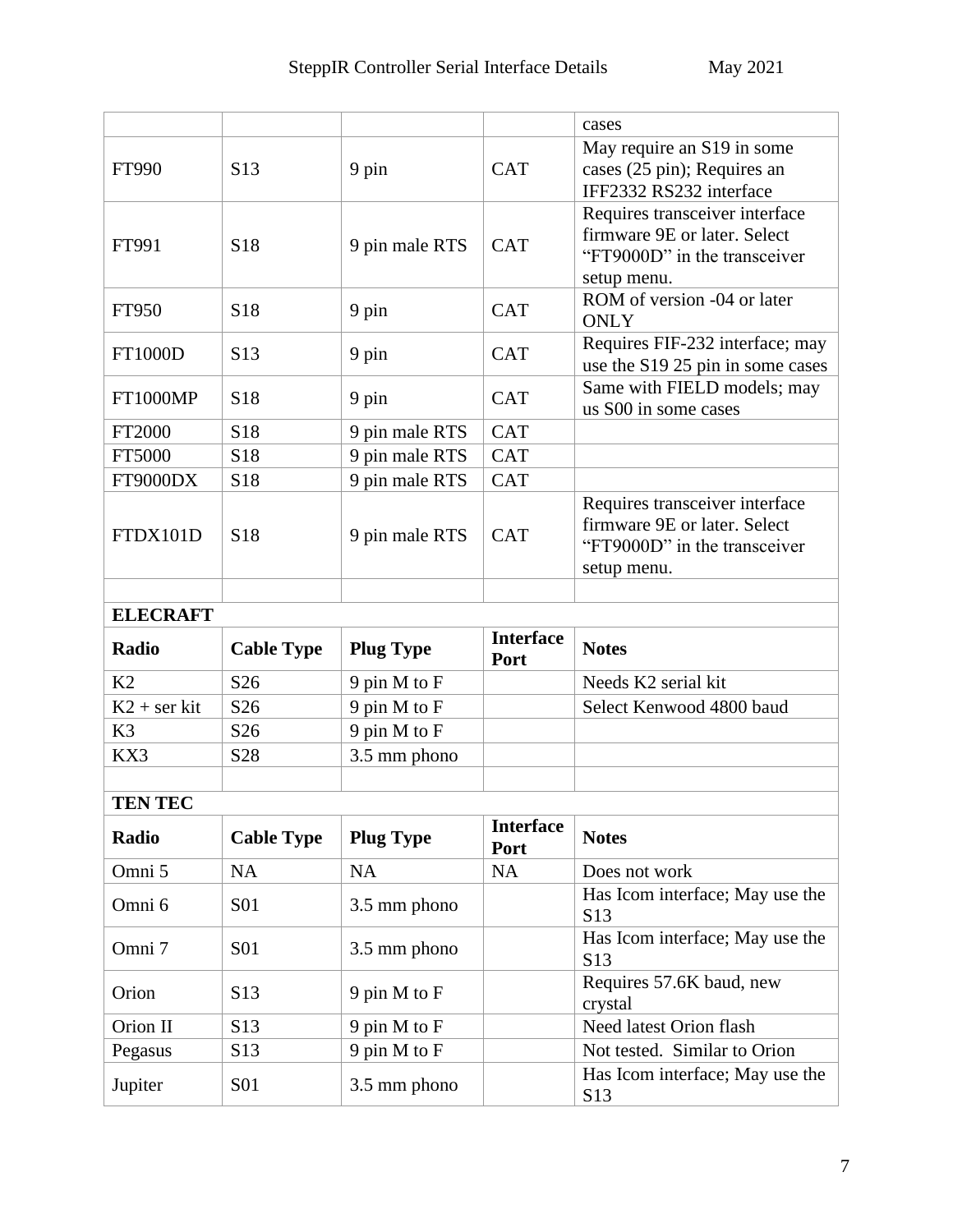| | | | | cases |
|---|---|---|---|---|
| FT990 | S13 | 9 pin | CAT | May require an S19 in some cases (25 pin); Requires an IFF2332 RS232 interface |
| FT991 | S18 | 9 pin male RTS | CAT | Requires transceiver interface firmware 9E or later. Select "FT9000D" in the transceiver setup menu. |
| FT950 | S18 | 9 pin | CAT | ROM of version -04 or later ONLY |
| FT1000D | S13 | 9 pin | CAT | Requires FIF-232 interface; may use the S19 25 pin in some cases |
| FT1000MP | S18 | 9 pin | CAT | Same with FIELD models; may us S00 in some cases |
| FT2000 | S18 | 9 pin male RTS | CAT | |
| FT5000 | S18 | 9 pin male RTS | CAT | |
| FT9000DX | S18 | 9 pin male RTS | CAT | |
| FTDX101D | S18 | 9 pin male RTS | CAT | Requires transceiver interface firmware 9E or later. Select "FT9000D" in the transceiver setup menu. |
| | | | | |
| **ELECRAFT** | | | | |
| **Radio** | **Cable Type** | **Plug Type** | **Interface Port** | **Notes** |
| K2 | S26 | 9 pin M to F | | Needs K2 serial kit |
| K2 + ser kit | S26 | 9 pin M to F | | Select Kenwood 4800 baud |
| K3 | S26 | 9 pin M to F | | |
| KX3 | S28 | 3.5 mm phono | | |
| | | | | |
| **TEN TEC** | | | | |
| **Radio** | **Cable Type** | **Plug Type** | **Interface Port** | **Notes** |
| Omni 5 | NA | NA | NA | Does not work |
| Omni 6 | S01 | 3.5 mm phono | | Has Icom interface; May use the S13 |
| Omni 7 | S01 | 3.5 mm phono | | Has Icom interface; May use the S13 |
| Orion | S13 | 9 pin M to F | | Requires 57.6K baud, new crystal |
| Orion II | S13 | 9 pin M to F | | Need latest Orion flash |
| Pegasus | S13 | 9 pin M to F | | Not tested. Similar to Orion |
| Jupiter | S01 | 3.5 mm phono | | Has Icom interface; May use the S13 |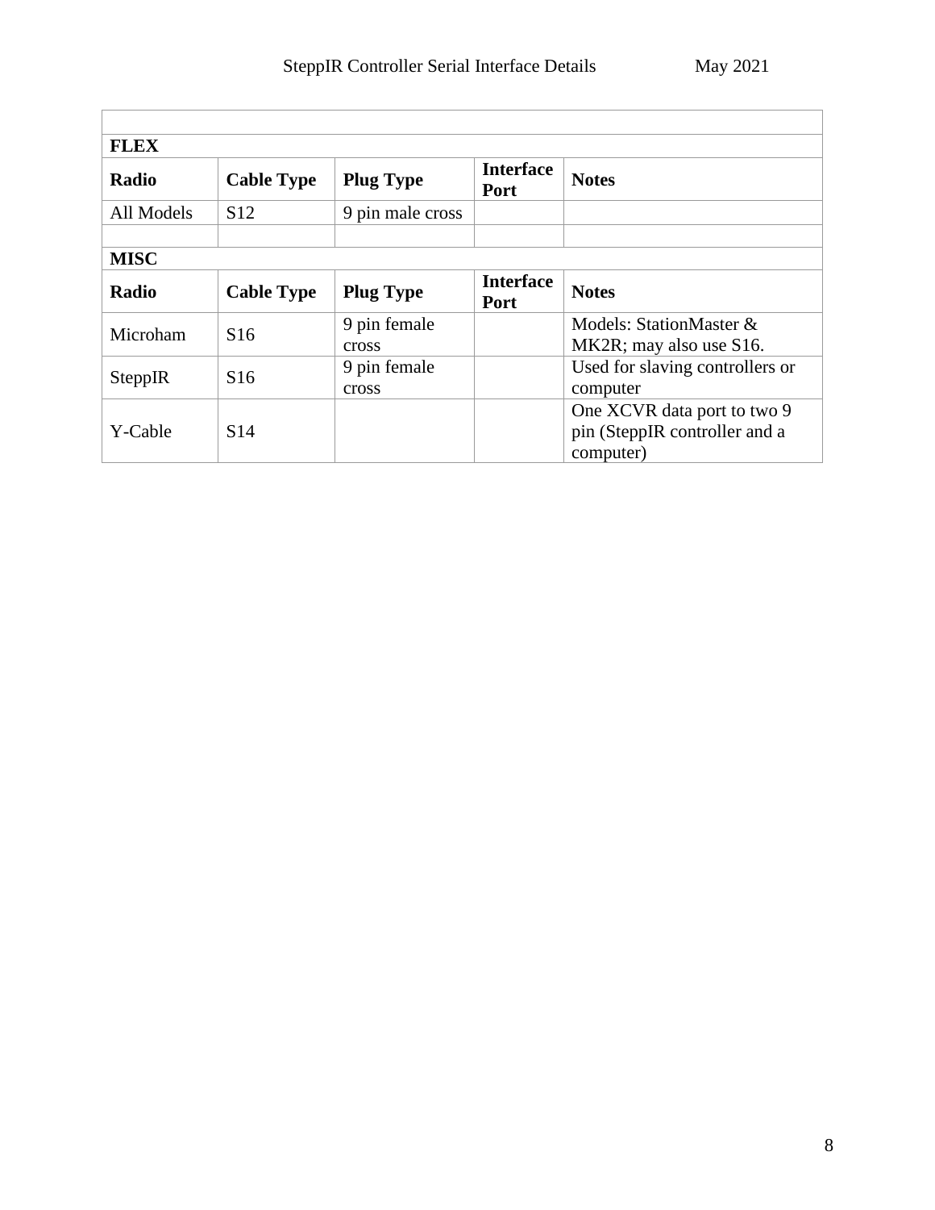| | | | | |
|---|---|---|---|---|
| **FLEX** | | | | |
| **Radio** | **Cable Type** | **Plug Type** | **Interface Port** | **Notes** |
| All Models | S12 | 9 pin male cross | | |
| | | | | |
| **MISC** | | | | |
| **Radio** | **Cable Type** | **Plug Type** | **Interface Port** | **Notes** |
| Microham | S16 | 9 pin female cross | | Models: StationMaster & MK2R; may also use S16. |
| SteppIR | S16 | 9 pin female cross | | Used for slaving controllers or computer |
| Y-Cable | S14 | | | One XCVR data port to two 9 pin (SteppIR controller and a computer) |